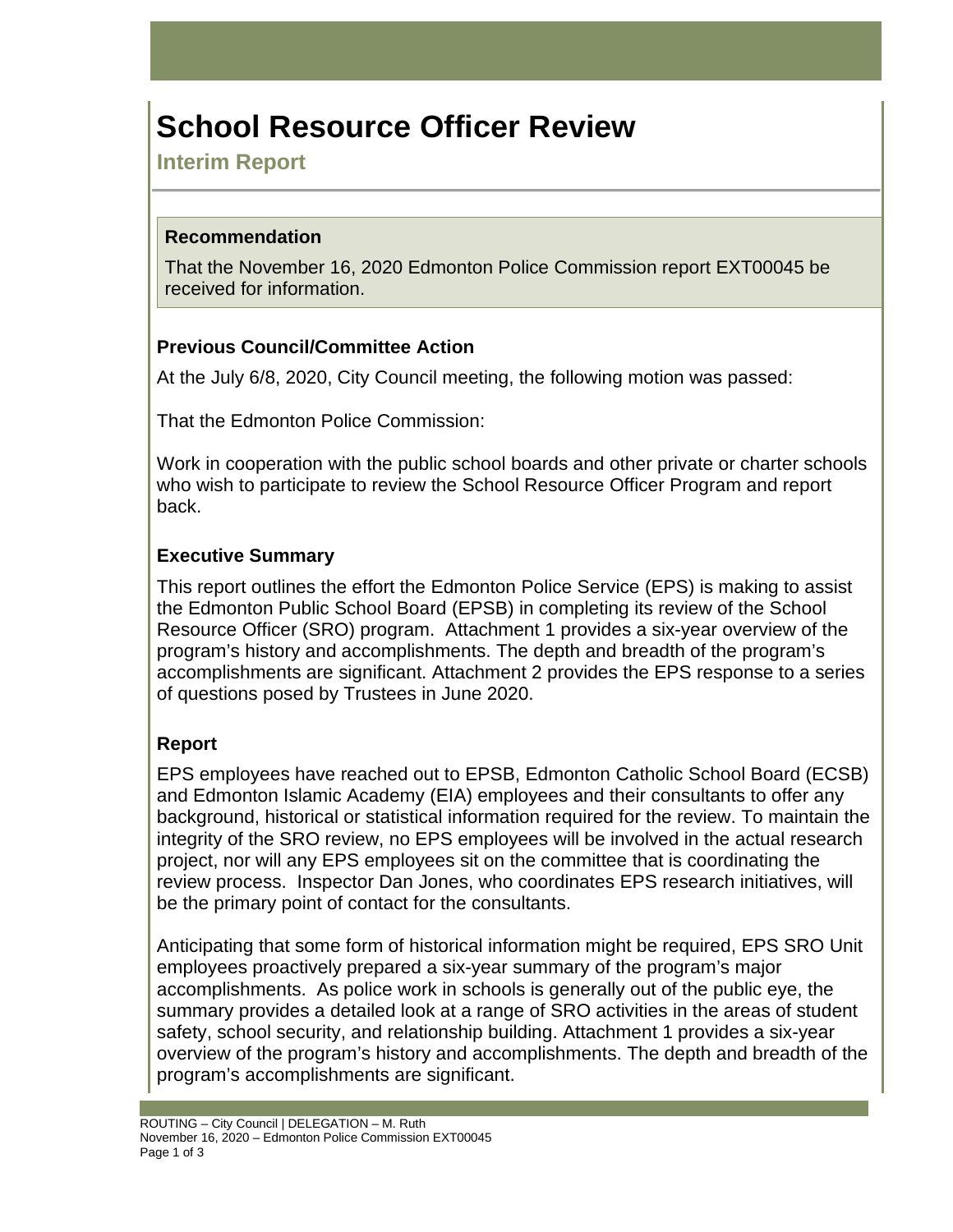# School Resource Officer Review

## Interim Report

### Recommendation

That the November 16, 2020 Edmonton Police Commission report EXT00045 be received for information.

### Previous Council/Committee Action

At the July 6/8, 2020, City Council meeting, the following motion was passed:

That the Edmonton Police Commission:

Work in cooperation with the public school boards and other private or charter schools who wish to participate to review the School Resource Officer Program and report back.

### Executive Summary

This report outlines the effort the Edmonton Police Service (EPS) is making to assist the Edmonton Public School Board (EPSB) in completing its review of the School Resource Officer (SRO) program. Attachment 1 provides a six-year overview of the program's history and accomplishments. The depth and breadth of the program's accomplishments are significant. Attachment 2 provides the EPS response to a series of questions posed by Trustees in June 2020.

### Report

EPS employees have reached out to EPSB, Edmonton Catholic School Board (ECSB) and Edmonton Islamic Academy (EIA) employees and their consultants to offer any background, historical or statistical information required for the review. To maintain the integrity of the SRO review, no EPS employees will be involved in the actual research project, nor will any EPS employees sit on the committee that is coordinating the review process. Inspector Dan Jones, who coordinates EPS research initiatives, will be the primary point of contact for the consultants.

Anticipating that some form of historical information might be required, EPS SRO Unit employees proactively prepared a six-year summary of the program's major accomplishments. As police work in schools is generally out of the public eye, the summary provides a detailed look at a range of SRO activities in the areas of student safety, school security, and relationship building. Attachment 1 provides a six-year overview of the program's history and accomplishments. The depth and breadth of the program's accomplishments are significant.

ROUTING – City Council | DELEGATION – M. Ruth
November 16, 2020 – Edmonton Police Commission EXT00045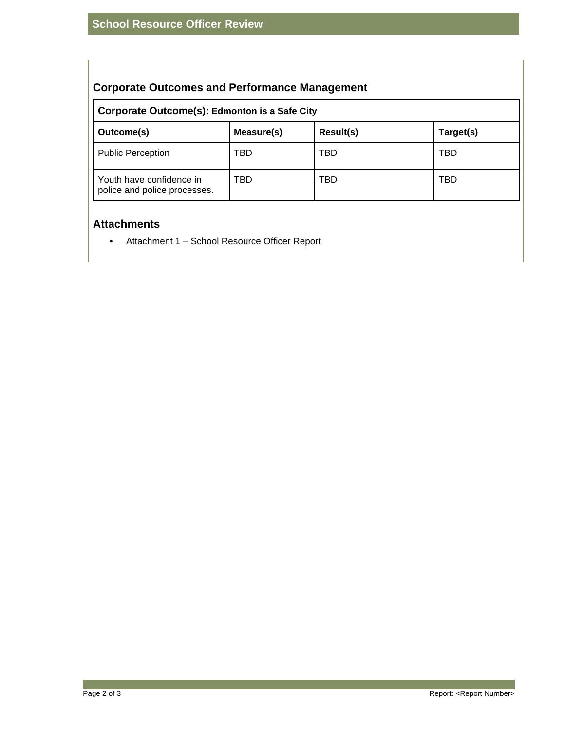## Corporate Outcomes and Performance Management

| Corporate Outcome(s): Edmonton is a Safe City | | | |
|---|---|---|---|
| **Outcome(s)** | **Measure(s)** | **Result(s)** | **Target(s)** |
| Public Perception | TBD | TBD | TBD |
| Youth have confidence in police and police processes. | TBD | TBD | TBD |

## Attachments

- Attachment 1 – School Resource Officer Report